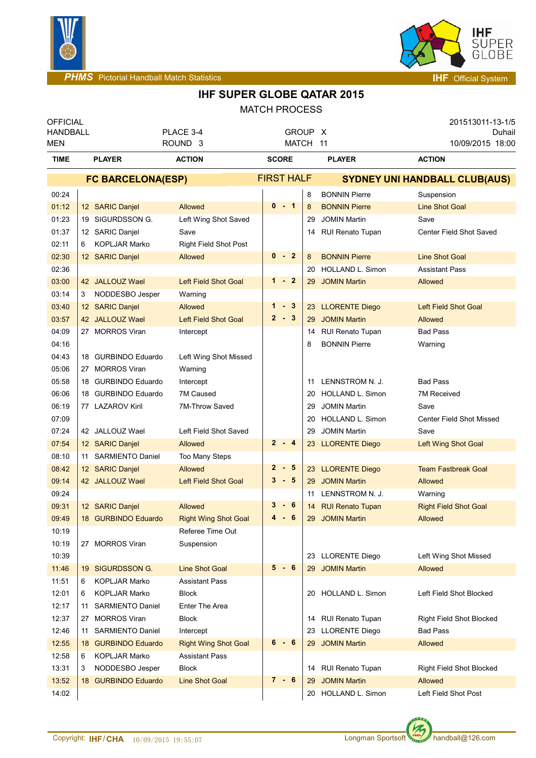# IHF SUPER GLOBE QATAR 2015

MATCH PROCESS

| OFFICIAL | | | 201513011-13-1/5 |
|---|---|---|---|
| HANDBALL | PLACE 3-4 | GROUP X | Duhail |
| MEN | ROUND 3 | MATCH 11 | 10/09/2015 18:00 |

**FC BARCELONA(ESP)** — FIRST HALF — **SYDNEY UNI HANDBALL CLUB(AUS)**

| TIME | PLAYER | ACTION | SCORE | PLAYER | ACTION |
|---|---|---|---|---|---|
| 00:24 | | | | 8 BONNIN Pierre | Suspension |
| 01:12 | 12 SARIC Danjel | Allowed | 0 - 1 | 8 BONNIN Pierre | Line Shot Goal |
| 01:23 | 19 SIGURDSSON G. | Left Wing Shot Saved | | 29 JOMIN Martin | Save |
| 01:37 | 12 SARIC Danjel | Save | | 14 RUI Renato Tupan | Center Field Shot Saved |
| 02:11 | 6 KOPLJAR Marko | Right Field Shot Post | | | |
| 02:30 | 12 SARIC Danjel | Allowed | 0 - 2 | 8 BONNIN Pierre | Line Shot Goal |
| 02:36 | | | | 20 HOLLAND L. Simon | Assistant Pass |
| 03:00 | 42 JALLOUZ Wael | Left Field Shot Goal | 1 - 2 | 29 JOMIN Martin | Allowed |
| 03:14 | 3 NODDESBO Jesper | Warning | | | |
| 03:40 | 12 SARIC Danjel | Allowed | 1 - 3 | 23 LLORENTE Diego | Left Field Shot Goal |
| 03:57 | 42 JALLOUZ Wael | Left Field Shot Goal | 2 - 3 | 29 JOMIN Martin | Allowed |
| 04:09 | 27 MORROS Viran | Intercept | | 14 RUI Renato Tupan | Bad Pass |
| 04:16 | | | | 8 BONNIN Pierre | Warning |
| 04:43 | 18 GURBINDO Eduardo | Left Wing Shot Missed | | | |
| 05:06 | 27 MORROS Viran | Warning | | | |
| 05:58 | 18 GURBINDO Eduardo | Intercept | | 11 LENNSTROM N. J. | Bad Pass |
| 06:06 | 18 GURBINDO Eduardo | 7M Caused | | 20 HOLLAND L. Simon | 7M Received |
| 06:19 | 77 LAZAROV Kiril | 7M-Throw Saved | | 29 JOMIN Martin | Save |
| 07:09 | | | | 20 HOLLAND L. Simon | Center Field Shot Missed |
| 07:24 | 42 JALLOUZ Wael | Left Field Shot Saved | | 29 JOMIN Martin | Save |
| 07:54 | 12 SARIC Danjel | Allowed | 2 - 4 | 23 LLORENTE Diego | Left Wing Shot Goal |
| 08:10 | 11 SARMIENTO Daniel | Too Many Steps | | | |
| 08:42 | 12 SARIC Danjel | Allowed | 2 - 5 | 23 LLORENTE Diego | Team Fastbreak Goal |
| 09:14 | 42 JALLOUZ Wael | Left Field Shot Goal | 3 - 5 | 29 JOMIN Martin | Allowed |
| 09:24 | | | | 11 LENNSTROM N. J. | Warning |
| 09:31 | 12 SARIC Danjel | Allowed | 3 - 6 | 14 RUI Renato Tupan | Right Field Shot Goal |
| 09:49 | 18 GURBINDO Eduardo | Right Wing Shot Goal | 4 - 6 | 29 JOMIN Martin | Allowed |
| 10:19 | | Referee Time Out | | | |
| 10:19 | 27 MORROS Viran | Suspension | | | |
| 10:39 | | | | 23 LLORENTE Diego | Left Wing Shot Missed |
| 11:46 | 19 SIGURDSSON G. | Line Shot Goal | 5 - 6 | 29 JOMIN Martin | Allowed |
| 11:51 | 6 KOPLJAR Marko | Assistant Pass | | | |
| 12:01 | 6 KOPLJAR Marko | Block | | 20 HOLLAND L. Simon | Left Field Shot Blocked |
| 12:17 | 11 SARMIENTO Daniel | Enter The Area | | | |
| 12:37 | 27 MORROS Viran | Block | | 14 RUI Renato Tupan | Right Field Shot Blocked |
| 12:46 | 11 SARMIENTO Daniel | Intercept | | 23 LLORENTE Diego | Bad Pass |
| 12:55 | 18 GURBINDO Eduardo | Right Wing Shot Goal | 6 - 6 | 29 JOMIN Martin | Allowed |
| 12:58 | 6 KOPLJAR Marko | Assistant Pass | | | |
| 13:31 | 3 NODDESBO Jesper | Block | | 14 RUI Renato Tupan | Right Field Shot Blocked |
| 13:52 | 18 GURBINDO Eduardo | Line Shot Goal | 7 - 6 | 29 JOMIN Martin | Allowed |
| 14:02 | | | | 20 HOLLAND L. Simon | Left Field Shot Post |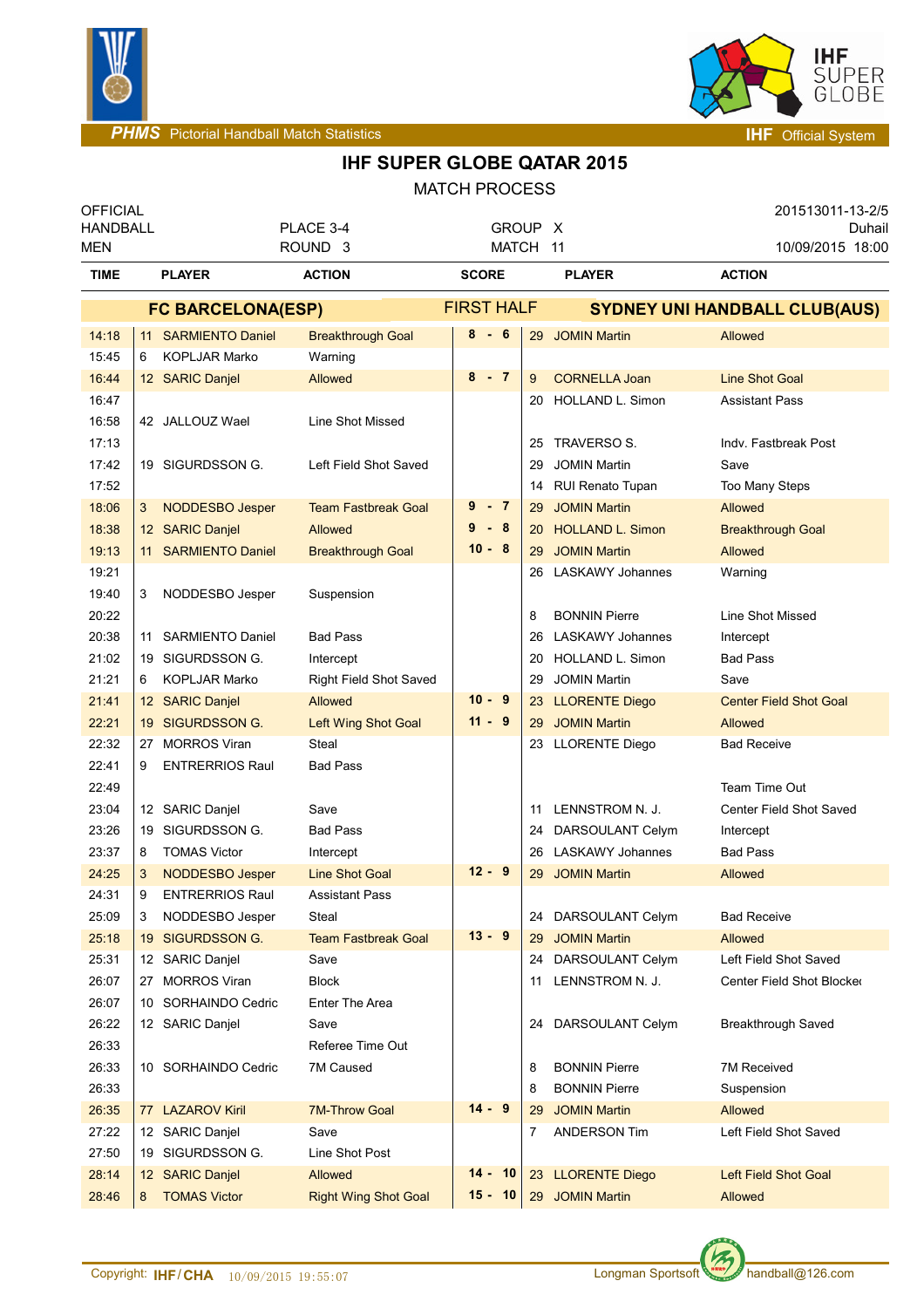# IHF SUPER GLOBE QATAR 2015

MATCH PROCESS

| OFFICIAL HANDBALL MEN | PLACE 3-4 ROUND 3 | GROUP X MATCH 11 | 201513011-13-2/5 Duhail 10/09/2015 18:00 |
|---|---|---|---|

| TIME | | PLAYER | ACTION | SCORE | | PLAYER | ACTION |
|---|---|---|---|---|---|---|---|
| | | **FC BARCELONA(ESP)** | | **FIRST HALF** | | **SYDNEY UNI HANDBALL CLUB(AUS)** | |
| 14:18 | 11 | SARMIENTO Daniel | Breakthrough Goal | 8 - 6 | 29 | JOMIN Martin | Allowed |
| 15:45 | 6 | KOPLJAR Marko | Warning | | | | |
| 16:44 | 12 | SARIC Danjel | Allowed | 8 - 7 | 9 | CORNELLA Joan | Line Shot Goal |
| 16:47 | | | | | 20 | HOLLAND L. Simon | Assistant Pass |
| 16:58 | 42 | JALLOUZ Wael | Line Shot Missed | | | | |
| 17:13 | | | | | 25 | TRAVERSO S. | Indv. Fastbreak Post |
| 17:42 | 19 | SIGURDSSON G. | Left Field Shot Saved | | 29 | JOMIN Martin | Save |
| 17:52 | | | | | 14 | RUI Renato Tupan | Too Many Steps |
| 18:06 | 3 | NODDESBO Jesper | Team Fastbreak Goal | 9 - 7 | 29 | JOMIN Martin | Allowed |
| 18:38 | 12 | SARIC Danjel | Allowed | 9 - 8 | 20 | HOLLAND L. Simon | Breakthrough Goal |
| 19:13 | 11 | SARMIENTO Daniel | Breakthrough Goal | 10 - 8 | 29 | JOMIN Martin | Allowed |
| 19:21 | | | | | 26 | LASKAWY Johannes | Warning |
| 19:40 | 3 | NODDESBO Jesper | Suspension | | | | |
| 20:22 | | | | | 8 | BONNIN Pierre | Line Shot Missed |
| 20:38 | 11 | SARMIENTO Daniel | Bad Pass | | 26 | LASKAWY Johannes | Intercept |
| 21:02 | 19 | SIGURDSSON G. | Intercept | | 20 | HOLLAND L. Simon | Bad Pass |
| 21:21 | 6 | KOPLJAR Marko | Right Field Shot Saved | | 29 | JOMIN Martin | Save |
| 21:41 | 12 | SARIC Danjel | Allowed | 10 - 9 | 23 | LLORENTE Diego | Center Field Shot Goal |
| 22:21 | 19 | SIGURDSSON G. | Left Wing Shot Goal | 11 - 9 | 29 | JOMIN Martin | Allowed |
| 22:32 | 27 | MORROS Viran | Steal | | 23 | LLORENTE Diego | Bad Receive |
| 22:41 | 9 | ENTERRRIOS Raul | Bad Pass | | | | |
| 22:49 | | | | | | | Team Time Out |
| 23:04 | 12 | SARIC Danjel | Save | | 11 | LENNSTROM N. J. | Center Field Shot Saved |
| 23:26 | 19 | SIGURDSSON G. | Bad Pass | | 24 | DARSOULANT Celym | Intercept |
| 23:37 | 8 | TOMAS Victor | Intercept | | 26 | LASKAWY Johannes | Bad Pass |
| 24:25 | 3 | NODDESBO Jesper | Line Shot Goal | 12 - 9 | 29 | JOMIN Martin | Allowed |
| 24:31 | 9 | ENTERRRIOS Raul | Assistant Pass | | | | |
| 25:09 | 3 | NODDESBO Jesper | Steal | | 24 | DARSOULANT Celym | Bad Receive |
| 25:18 | 19 | SIGURDSSON G. | Team Fastbreak Goal | 13 - 9 | 29 | JOMIN Martin | Allowed |
| 25:31 | 12 | SARIC Danjel | Save | | 24 | DARSOULANT Celym | Left Field Shot Saved |
| 26:07 | 27 | MORROS Viran | Block | | 11 | LENNSTROM N. J. | Center Field Shot Blocked |
| 26:07 | 10 | SORHAINDO Cedric | Enter The Area | | | | |
| 26:22 | 12 | SARIC Danjel | Save | | 24 | DARSOULANT Celym | Breakthrough Saved |
| 26:33 | | | Referee Time Out | | | | |
| 26:33 | 10 | SORHAINDO Cedric | 7M Caused | | 8 | BONNIN Pierre | 7M Received |
| 26:33 | | | | | 8 | BONNIN Pierre | Suspension |
| 26:35 | 77 | LAZAROV Kiril | 7M-Throw Goal | 14 - 9 | 29 | JOMIN Martin | Allowed |
| 27:22 | 12 | SARIC Danjel | Save | | 7 | ANDERSON Tim | Left Field Shot Saved |
| 27:50 | 19 | SIGURDSSON G. | Line Shot Post | | | | |
| 28:14 | 12 | SARIC Danjel | Allowed | 14 - 10 | 23 | LLORENTE Diego | Left Field Shot Goal |
| 28:46 | 8 | TOMAS Victor | Right Wing Shot Goal | 15 - 10 | 29 | JOMIN Martin | Allowed |

Copyright: IHF/CHA 10/09/2015 19:55:07 Longman Sportsoft handball@126.com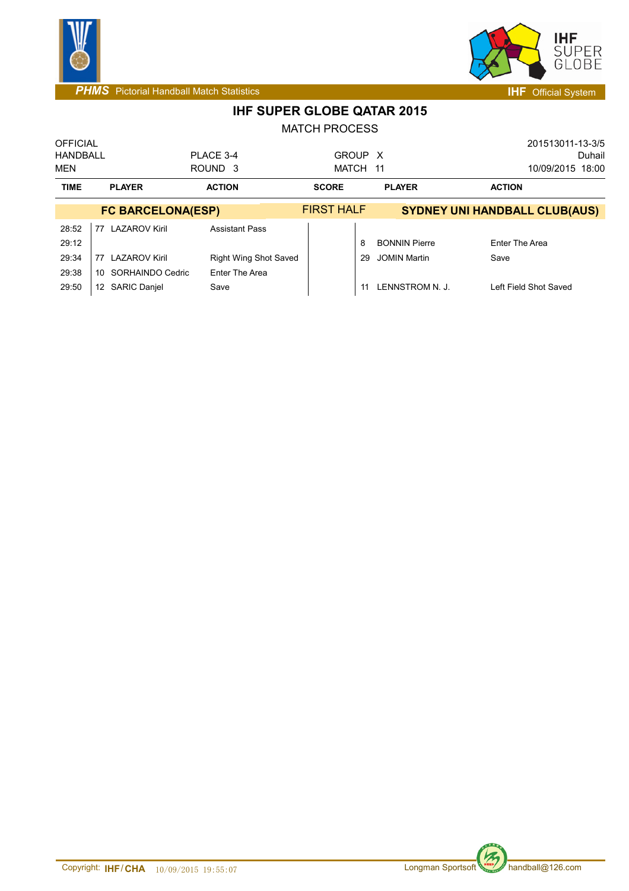PHMS Pictorial Handball Match Statistics

IHF Official System

## IHF SUPER GLOBE QATAR 2015

MATCH PROCESS

| OFFICIAL | | | 201513011-13-3/5 |
|---|---|---|---|
| HANDBALL | PLACE 3-4 | GROUP X | Duhail |
| MEN | ROUND 3 | MATCH 11 | 10/09/2015 18:00 |

| TIME | PLAYER | ACTION | SCORE | PLAYER | ACTION |
|---|---|---|---|---|---|
| | **FC BARCELONA(ESP)** | | FIRST HALF | **SYDNEY UNI HANDBALL CLUB(AUS)** | |
| 28:52 | 77 LAZAROV Kiril | Assistant Pass | | | |
| 29:12 | | | | 8 BONNIN Pierre | Enter The Area |
| 29:34 | 77 LAZAROV Kiril | Right Wing Shot Saved | | 29 JOMIN Martin | Save |
| 29:38 | 10 SORHAINDO Cedric | Enter The Area | | | |
| 29:50 | 12 SARIC Danjel | Save | | 11 LENNSTROM N. J. | Left Field Shot Saved |

Copyright: IHF/CHA 10/09/2015 19:55:07 Longman Sportsoft handball@126.com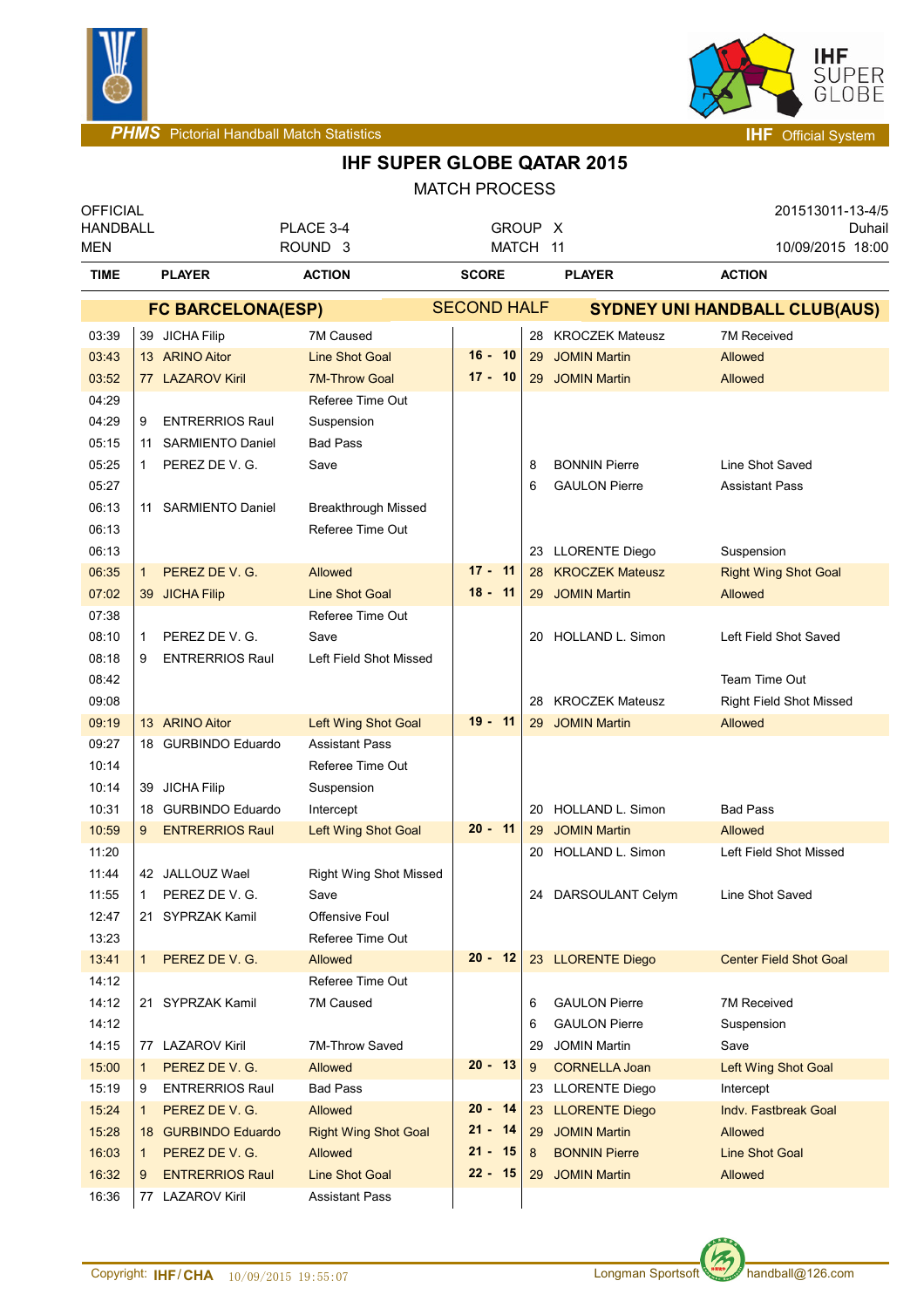PHMS Pictorial Handball Match Statistics

IHF Official System

# IHF SUPER GLOBE QATAR 2015

MATCH PROCESS

| OFFICIAL | | | 201513011-13-4/5 |
|---|---|---|---|
| HANDBALL | PLACE 3-4 | GROUP X | Duhail |
| MEN | ROUND 3 | MATCH 11 | 10/09/2015 18:00 |

**FC BARCELONA(ESP)** — SECOND HALF — **SYDNEY UNI HANDBALL CLUB(AUS)**

| TIME | | PLAYER | ACTION | SCORE | | PLAYER | ACTION |
|---|---|---|---|---|---|---|---|
| 03:39 | 39 | JICHA Filip | 7M Caused | | 28 | KROCZEK Mateusz | 7M Received |
| 03:43 | 13 | ARINO Aitor | Line Shot Goal | 16 - 10 | 29 | JOMIN Martin | Allowed |
| 03:52 | 77 | LAZAROV Kiril | 7M-Throw Goal | 17 - 10 | 29 | JOMIN Martin | Allowed |
| 04:29 | | | Referee Time Out | | | | |
| 04:29 | 9 | ENTRERRIOS Raul | Suspension | | | | |
| 05:15 | 11 | SARMIENTO Daniel | Bad Pass | | | | |
| 05:25 | 1 | PEREZ DE V. G. | Save | | 8 | BONNIN Pierre | Line Shot Saved |
| 05:27 | | | | | 6 | GAULON Pierre | Assistant Pass |
| 06:13 | 11 | SARMIENTO Daniel | Breakthrough Missed | | | | |
| 06:13 | | | Referee Time Out | | | | |
| 06:13 | | | | | 23 | LLORENTE Diego | Suspension |
| 06:35 | 1 | PEREZ DE V. G. | Allowed | 17 - 11 | 28 | KROCZEK Mateusz | Right Wing Shot Goal |
| 07:02 | 39 | JICHA Filip | Line Shot Goal | 18 - 11 | 29 | JOMIN Martin | Allowed |
| 07:38 | | | Referee Time Out | | | | |
| 08:10 | 1 | PEREZ DE V. G. | Save | | 20 | HOLLAND L. Simon | Left Field Shot Saved |
| 08:18 | 9 | ENTRERRIOS Raul | Left Field Shot Missed | | | | |
| 08:42 | | | | | | | Team Time Out |
| 09:08 | | | | | 28 | KROCZEK Mateusz | Right Field Shot Missed |
| 09:19 | 13 | ARINO Aitor | Left Wing Shot Goal | 19 - 11 | 29 | JOMIN Martin | Allowed |
| 09:27 | 18 | GURBINDO Eduardo | Assistant Pass | | | | |
| 10:14 | | | Referee Time Out | | | | |
| 10:14 | 39 | JICHA Filip | Suspension | | | | |
| 10:31 | 18 | GURBINDO Eduardo | Intercept | | 20 | HOLLAND L. Simon | Bad Pass |
| 10:59 | 9 | ENTRERRIOS Raul | Left Wing Shot Goal | 20 - 11 | 29 | JOMIN Martin | Allowed |
| 11:20 | | | | | 20 | HOLLAND L. Simon | Left Field Shot Missed |
| 11:44 | 42 | JALLOUZ Wael | Right Wing Shot Missed | | | | |
| 11:55 | 1 | PEREZ DE V. G. | Save | | 24 | DARSOULANT Celym | Line Shot Saved |
| 12:47 | 21 | SYPRZAK Kamil | Offensive Foul | | | | |
| 13:23 | | | Referee Time Out | | | | |
| 13:41 | 1 | PEREZ DE V. G. | Allowed | 20 - 12 | 23 | LLORENTE Diego | Center Field Shot Goal |
| 14:12 | | | Referee Time Out | | | | |
| 14:12 | 21 | SYPRZAK Kamil | 7M Caused | | 6 | GAULON Pierre | 7M Received |
| 14:12 | | | | | 6 | GAULON Pierre | Suspension |
| 14:15 | 77 | LAZAROV Kiril | 7M-Throw Saved | | 29 | JOMIN Martin | Save |
| 15:00 | 1 | PEREZ DE V. G. | Allowed | 20 - 13 | 9 | CORNELLA Joan | Left Wing Shot Goal |
| 15:19 | 9 | ENTRERRIOS Raul | Bad Pass | | 23 | LLORENTE Diego | Intercept |
| 15:24 | 1 | PEREZ DE V. G. | Allowed | 20 - 14 | 23 | LLORENTE Diego | Indv. Fastbreak Goal |
| 15:28 | 18 | GURBINDO Eduardo | Right Wing Shot Goal | 21 - 14 | 29 | JOMIN Martin | Allowed |
| 16:03 | 1 | PEREZ DE V. G. | Allowed | 21 - 15 | 8 | BONNIN Pierre | Line Shot Goal |
| 16:32 | 9 | ENTRERRIOS Raul | Line Shot Goal | 22 - 15 | 29 | JOMIN Martin | Allowed |
| 16:36 | 77 | LAZAROV Kiril | Assistant Pass | | | | |

Copyright: IHF/CHA 10/09/2015 19:55:07 — Longman Sportsoft handball@126.com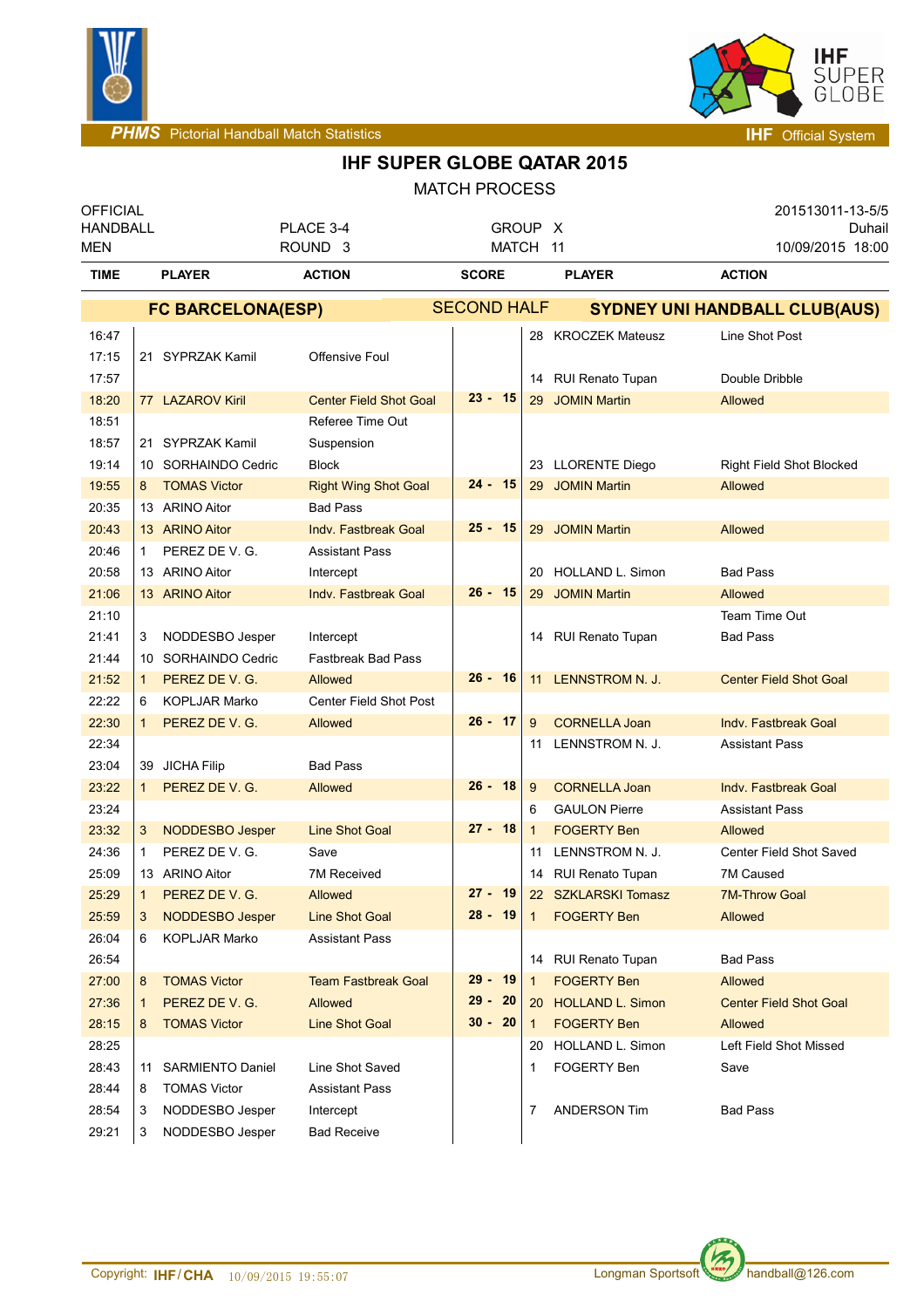PHMS Pictorial Handball Match Statistics — IHF Official System

# IHF SUPER GLOBE QATAR 2015

MATCH PROCESS

| | | | |
|---|---|---|---|
| OFFICIAL | | | 201513011-13-5/5 |
| HANDBALL | PLACE 3-4 | GROUP X | Duhail |
| MEN | ROUND 3 | MATCH 11 | 10/09/2015 18:00 |

**FC BARCELONA(ESP)** — SECOND HALF — **SYDNEY UNI HANDBALL CLUB(AUS)**

| TIME | PLAYER | ACTION | SCORE | PLAYER | ACTION |
|---|---|---|---|---|---|
| 16:47 | | | | 28 KROCZEK Mateusz | Line Shot Post |
| 17:15 | 21 SYPRZAK Kamil | Offensive Foul | | | |
| 17:57 | | | | 14 RUI Renato Tupan | Double Dribble |
| 18:20 | 77 LAZAROV Kiril | Center Field Shot Goal | 23 - 15 | 29 JOMIN Martin | Allowed |
| 18:51 | | Referee Time Out | | | |
| 18:57 | 21 SYPRZAK Kamil | Suspension | | | |
| 19:14 | 10 SORHAINDO Cedric | Block | | 23 LLORENTE Diego | Right Field Shot Blocked |
| 19:55 | 8 TOMAS Victor | Right Wing Shot Goal | 24 - 15 | 29 JOMIN Martin | Allowed |
| 20:35 | 13 ARINO Aitor | Bad Pass | | | |
| 20:43 | 13 ARINO Aitor | Indv. Fastbreak Goal | 25 - 15 | 29 JOMIN Martin | Allowed |
| 20:46 | 1 PEREZ DE V. G. | Assistant Pass | | | |
| 20:58 | 13 ARINO Aitor | Intercept | | 20 HOLLAND L. Simon | Bad Pass |
| 21:06 | 13 ARINO Aitor | Indv. Fastbreak Goal | 26 - 15 | 29 JOMIN Martin | Allowed |
| 21:10 | | | | | Team Time Out |
| 21:41 | 3 NODDESBO Jesper | Intercept | | 14 RUI Renato Tupan | Bad Pass |
| 21:44 | 10 SORHAINDO Cedric | Fastbreak Bad Pass | | | |
| 21:52 | 1 PEREZ DE V. G. | Allowed | 26 - 16 | 11 LENNSTROM N. J. | Center Field Shot Goal |
| 22:22 | 6 KOPLJAR Marko | Center Field Shot Post | | | |
| 22:30 | 1 PEREZ DE V. G. | Allowed | 26 - 17 | 9 CORNELLA Joan | Indv. Fastbreak Goal |
| 22:34 | | | | 11 LENNSTROM N. J. | Assistant Pass |
| 23:04 | 39 JICHA Filip | Bad Pass | | | |
| 23:22 | 1 PEREZ DE V. G. | Allowed | 26 - 18 | 9 CORNELLA Joan | Indv. Fastbreak Goal |
| 23:24 | | | | 6 GAULON Pierre | Assistant Pass |
| 23:32 | 3 NODDESBO Jesper | Line Shot Goal | 27 - 18 | 1 FOGERTY Ben | Allowed |
| 24:36 | 1 PEREZ DE V. G. | Save | | 11 LENNSTROM N. J. | Center Field Shot Saved |
| 25:09 | 13 ARINO Aitor | 7M Received | | 14 RUI Renato Tupan | 7M Caused |
| 25:29 | 1 PEREZ DE V. G. | Allowed | 27 - 19 | 22 SZKLARSKI Tomasz | 7M-Throw Goal |
| 25:59 | 3 NODDESBO Jesper | Line Shot Goal | 28 - 19 | 1 FOGERTY Ben | Allowed |
| 26:04 | 6 KOPLJAR Marko | Assistant Pass | | | |
| 26:54 | | | | 14 RUI Renato Tupan | Bad Pass |
| 27:00 | 8 TOMAS Victor | Team Fastbreak Goal | 29 - 19 | 1 FOGERTY Ben | Allowed |
| 27:36 | 1 PEREZ DE V. G. | Allowed | 29 - 20 | 20 HOLLAND L. Simon | Center Field Shot Goal |
| 28:15 | 8 TOMAS Victor | Line Shot Goal | 30 - 20 | 1 FOGERTY Ben | Allowed |
| 28:25 | | | | 20 HOLLAND L. Simon | Left Field Shot Missed |
| 28:43 | 11 SARMIENTO Daniel | Line Shot Saved | | 1 FOGERTY Ben | Save |
| 28:44 | 8 TOMAS Victor | Assistant Pass | | | |
| 28:54 | 3 NODDESBO Jesper | Intercept | | 7 ANDERSON Tim | Bad Pass |
| 29:21 | 3 NODDESBO Jesper | Bad Receive | | | |

Copyright: IHF/CHA 10/09/2015 19:55:07 — Longman Sportsoft handball@126.com